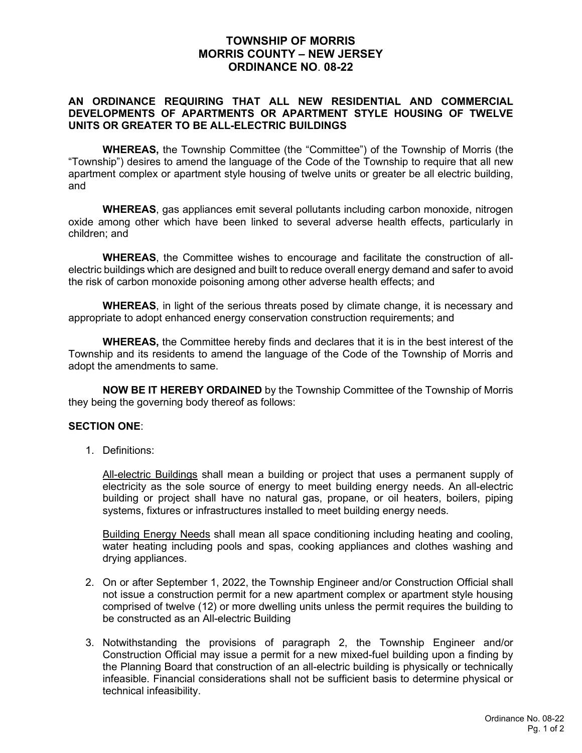# TOWNSHIP OF MORRIS
# MORRIS COUNTY – NEW JERSEY
# ORDINANCE NO. 08-22

**AN ORDINANCE REQUIRING THAT ALL NEW RESIDENTIAL AND COMMERCIAL DEVELOPMENTS OF APARTMENTS OR APARTMENT STYLE HOUSING OF TWELVE UNITS OR GREATER TO BE ALL-ELECTRIC BUILDINGS**

**WHEREAS,** the Township Committee (the "Committee") of the Township of Morris (the "Township") desires to amend the language of the Code of the Township to require that all new apartment complex or apartment style housing of twelve units or greater be all electric building, and

**WHEREAS**, gas appliances emit several pollutants including carbon monoxide, nitrogen oxide among other which have been linked to several adverse health effects, particularly in children; and

**WHEREAS**, the Committee wishes to encourage and facilitate the construction of all-electric buildings which are designed and built to reduce overall energy demand and safer to avoid the risk of carbon monoxide poisoning among other adverse health effects; and

**WHEREAS**, in light of the serious threats posed by climate change, it is necessary and appropriate to adopt enhanced energy conservation construction requirements; and

**WHEREAS,** the Committee hereby finds and declares that it is in the best interest of the Township and its residents to amend the language of the Code of the Township of Morris and adopt the amendments to same.

**NOW BE IT HEREBY ORDAINED** by the Township Committee of the Township of Morris they being the governing body thereof as follows:

**SECTION ONE**:

1. Definitions:

   All-electric Buildings shall mean a building or project that uses a permanent supply of electricity as the sole source of energy to meet building energy needs. An all-electric building or project shall have no natural gas, propane, or oil heaters, boilers, piping systems, fixtures or infrastructures installed to meet building energy needs.

   Building Energy Needs shall mean all space conditioning including heating and cooling, water heating including pools and spas, cooking appliances and clothes washing and drying appliances.

2. On or after September 1, 2022, the Township Engineer and/or Construction Official shall not issue a construction permit for a new apartment complex or apartment style housing comprised of twelve (12) or more dwelling units unless the permit requires the building to be constructed as an All-electric Building

3. Notwithstanding the provisions of paragraph 2, the Township Engineer and/or Construction Official may issue a permit for a new mixed-fuel building upon a finding by the Planning Board that construction of an all-electric building is physically or technically infeasible. Financial considerations shall not be sufficient basis to determine physical or technical infeasibility.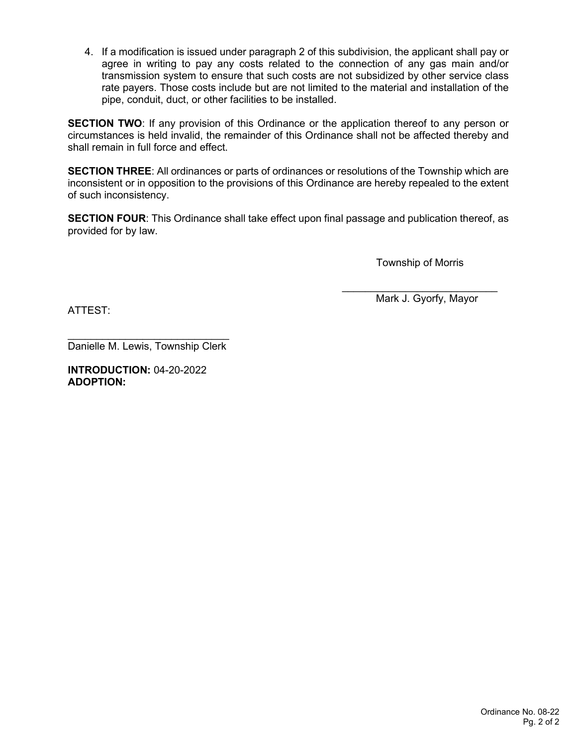4. If a modification is issued under paragraph 2 of this subdivision, the applicant shall pay or agree in writing to pay any costs related to the connection of any gas main and/or transmission system to ensure that such costs are not subsidized by other service class rate payers. Those costs include but are not limited to the material and installation of the pipe, conduit, duct, or other facilities to be installed.

**SECTION TWO**: If any provision of this Ordinance or the application thereof to any person or circumstances is held invalid, the remainder of this Ordinance shall not be affected thereby and shall remain in full force and effect.

**SECTION THREE**: All ordinances or parts of ordinances or resolutions of the Township which are inconsistent or in opposition to the provisions of this Ordinance are hereby repealed to the extent of such inconsistency.

**SECTION FOUR**: This Ordinance shall take effect upon final passage and publication thereof, as provided for by law.

Township of Morris

___________________________
Mark J. Gyorfy, Mayor

ATTEST:

___________________________
Danielle M. Lewis, Township Clerk

**INTRODUCTION:** 04-20-2022
**ADOPTION:**